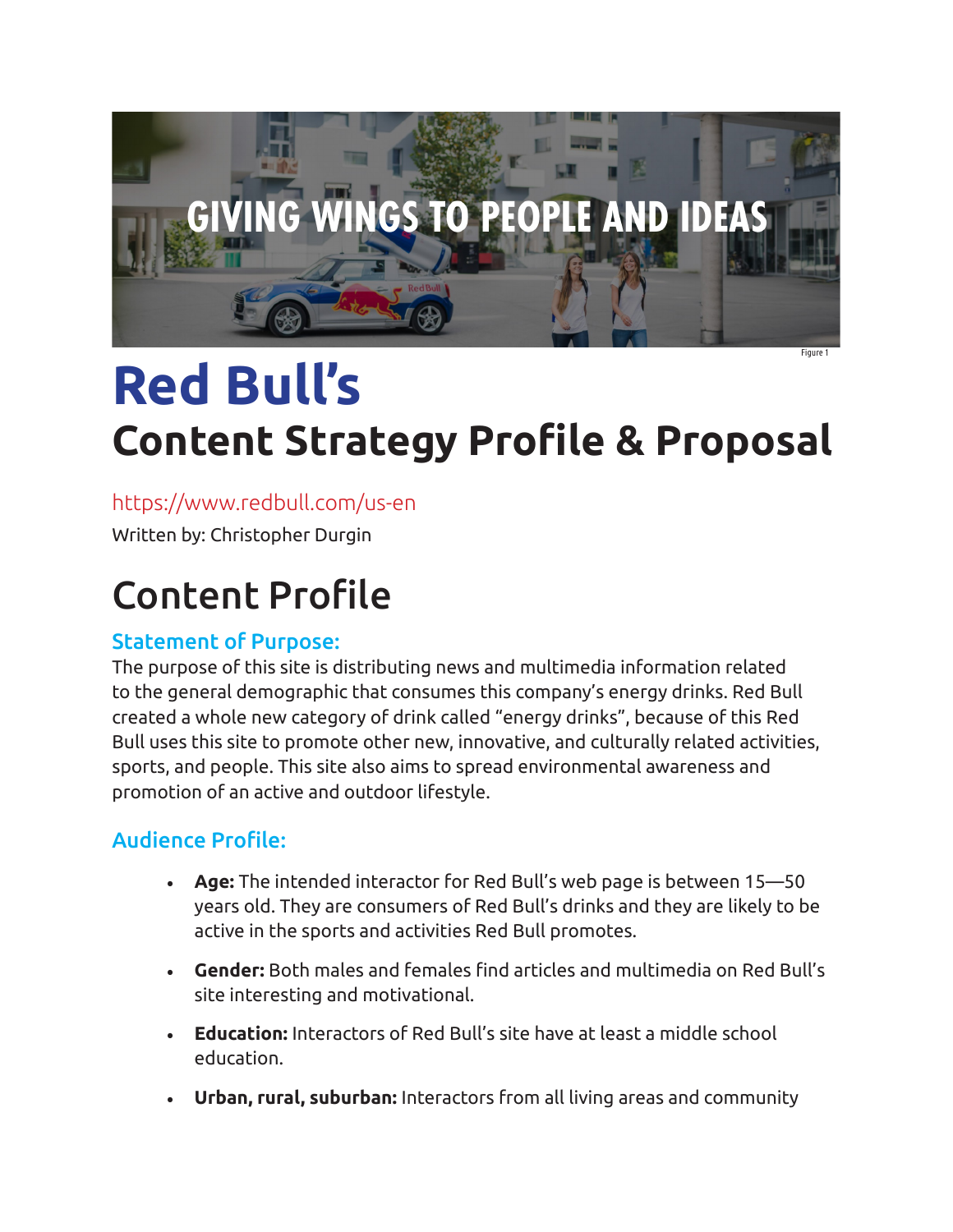GIVING WINGS TO PEOPLE AND IDEAS

Figure 1

# Red Bull's
# Content Strategy Profile & Proposal

https://www.redbull.com/us-en

Written by: Christopher Durgin

# Content Profile

### Statement of Purpose:

The purpose of this site is distributing news and multimedia information related to the general demographic that consumes this company's energy drinks. Red Bull created a whole new category of drink called "energy drinks", because of this Red Bull uses this site to promote other new, innovative, and culturally related activities, sports, and people. This site also aims to spread environmental awareness and promotion of an active and outdoor lifestyle.

### Audience Profile:

- **Age:** The intended interactor for Red Bull's web page is between 15—50 years old. They are consumers of Red Bull's drinks and they are likely to be active in the sports and activities Red Bull promotes.
- **Gender:** Both males and females find articles and multimedia on Red Bull's site interesting and motivational.
- **Education:** Interactors of Red Bull's site have at least a middle school education.
- **Urban, rural, suburban:** Interactors from all living areas and community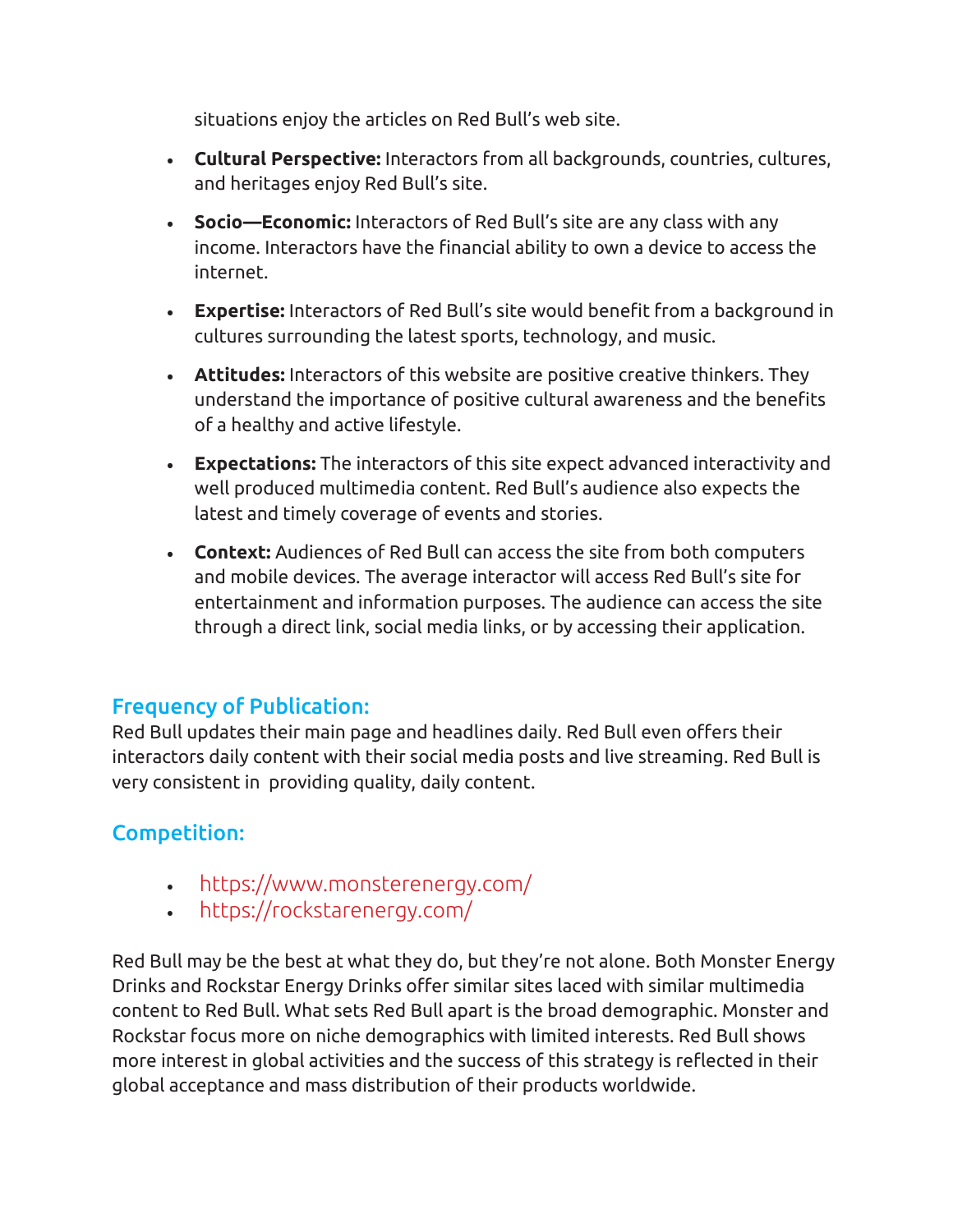situations enjoy the articles on Red Bull's web site.

- **Cultural Perspective:** Interactors from all backgrounds, countries, cultures, and heritages enjoy Red Bull's site.
- **Socio—Economic:** Interactors of Red Bull's site are any class with any income. Interactors have the financial ability to own a device to access the internet.
- **Expertise:** Interactors of Red Bull's site would benefit from a background in cultures surrounding the latest sports, technology, and music.
- **Attitudes:** Interactors of this website are positive creative thinkers. They understand the importance of positive cultural awareness and the benefits of a healthy and active lifestyle.
- **Expectations:** The interactors of this site expect advanced interactivity and well produced multimedia content. Red Bull's audience also expects the latest and timely coverage of events and stories.
- **Context:** Audiences of Red Bull can access the site from both computers and mobile devices. The average interactor will access Red Bull's site for entertainment and information purposes. The audience can access the site through a direct link, social media links, or by accessing their application.

## Frequency of Publication:

Red Bull updates their main page and headlines daily. Red Bull even offers their interactors daily content with their social media posts and live streaming. Red Bull is very consistent in providing quality, daily content.

## Competition:

- https://www.monsterenergy.com/
- https://rockstarenergy.com/

Red Bull may be the best at what they do, but they're not alone. Both Monster Energy Drinks and Rockstar Energy Drinks offer similar sites laced with similar multimedia content to Red Bull. What sets Red Bull apart is the broad demographic. Monster and Rockstar focus more on niche demographics with limited interests. Red Bull shows more interest in global activities and the success of this strategy is reflected in their global acceptance and mass distribution of their products worldwide.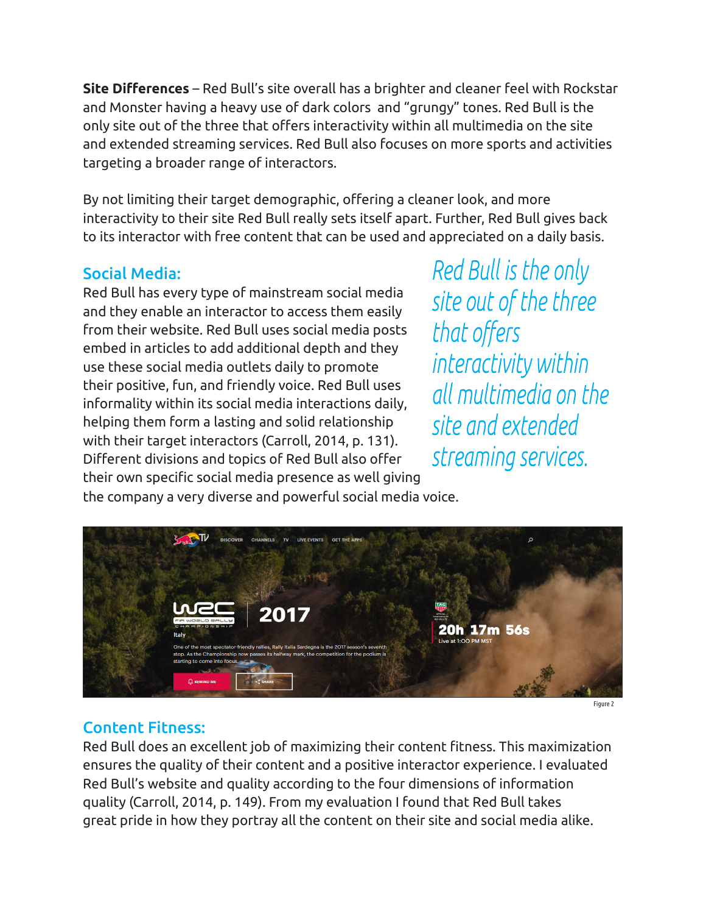**Site Differences** – Red Bull's site overall has a brighter and cleaner feel with Rockstar and Monster having a heavy use of dark colors and "grungy" tones. Red Bull is the only site out of the three that offers interactivity within all multimedia on the site and extended streaming services. Red Bull also focuses on more sports and activities targeting a broader range of interactors.

By not limiting their target demographic, offering a cleaner look, and more interactivity to their site Red Bull really sets itself apart. Further, Red Bull gives back to its interactor with free content that can be used and appreciated on a daily basis.

## Social Media:

Red Bull has every type of mainstream social media and they enable an interactor to access them easily from their website. Red Bull uses social media posts embed in articles to add additional depth and they use these social media outlets daily to promote their positive, fun, and friendly voice. Red Bull uses informality within its social media interactions daily, helping them form a lasting and solid relationship with their target interactors (Carroll, 2014, p. 131). Different divisions and topics of Red Bull also offer their own specific social media presence as well giving the company a very diverse and powerful social media voice.

*Red Bull is the only site out of the three that offers interactivity within all multimedia on the site and extended streaming services.*

Figure 2

## Content Fitness:

Red Bull does an excellent job of maximizing their content fitness. This maximization ensures the quality of their content and a positive interactor experience. I evaluated Red Bull's website and quality according to the four dimensions of information quality (Carroll, 2014, p. 149). From my evaluation I found that Red Bull takes great pride in how they portray all the content on their site and social media alike.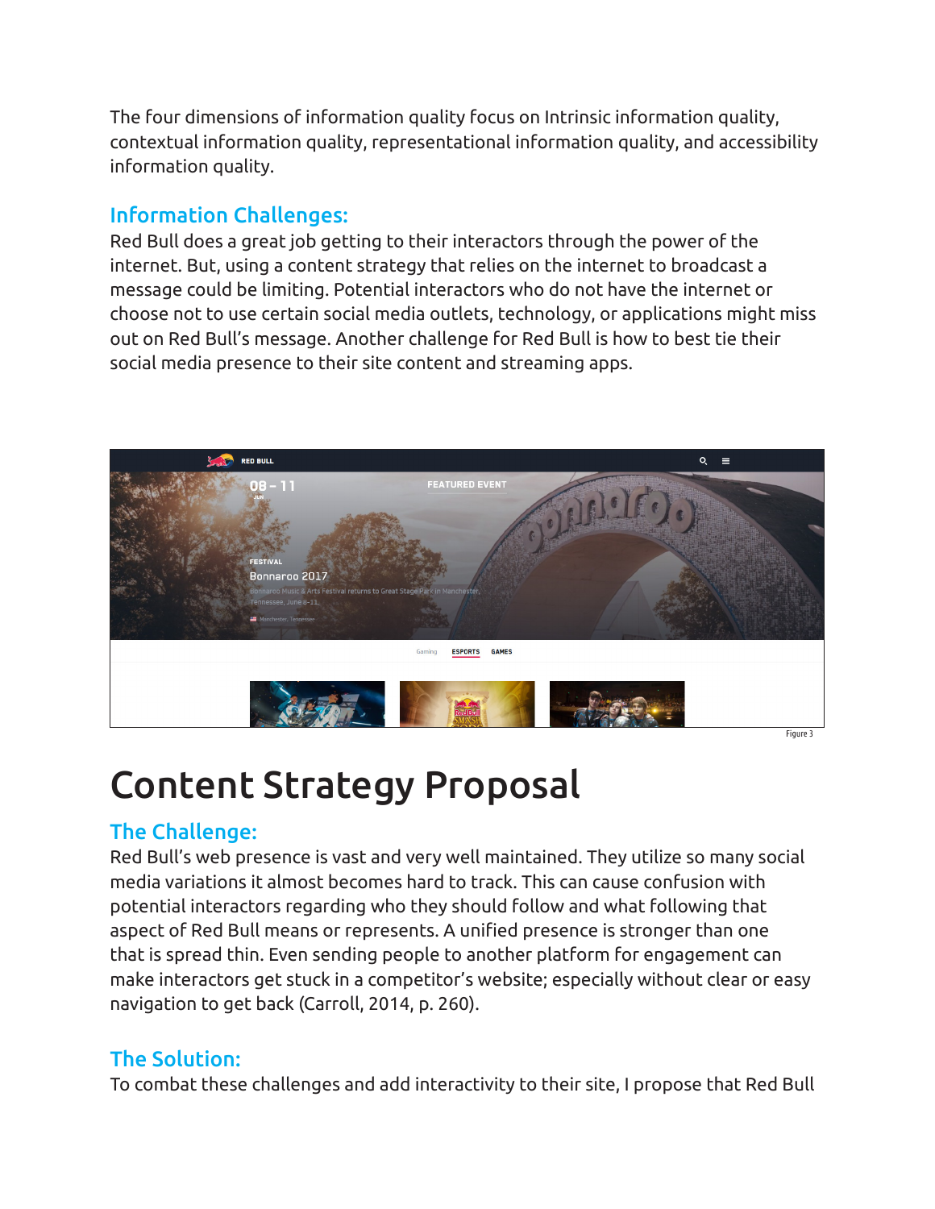The four dimensions of information quality focus on Intrinsic information quality, contextual information quality, representational information quality, and accessibility information quality.

## Information Challenges:

Red Bull does a great job getting to their interactors through the power of the internet. But, using a content strategy that relies on the internet to broadcast a message could be limiting. Potential interactors who do not have the internet or choose not to use certain social media outlets, technology, or applications might miss out on Red Bull's message. Another challenge for Red Bull is how to best tie their social media presence to their site content and streaming apps.

Figure 3

# Content Strategy Proposal

## The Challenge:

Red Bull's web presence is vast and very well maintained. They utilize so many social media variations it almost becomes hard to track. This can cause confusion with potential interactors regarding who they should follow and what following that aspect of Red Bull means or represents. A unified presence is stronger than one that is spread thin. Even sending people to another platform for engagement can make interactors get stuck in a competitor's website; especially without clear or easy navigation to get back (Carroll, 2014, p. 260).

## The Solution:

To combat these challenges and add interactivity to their site, I propose that Red Bull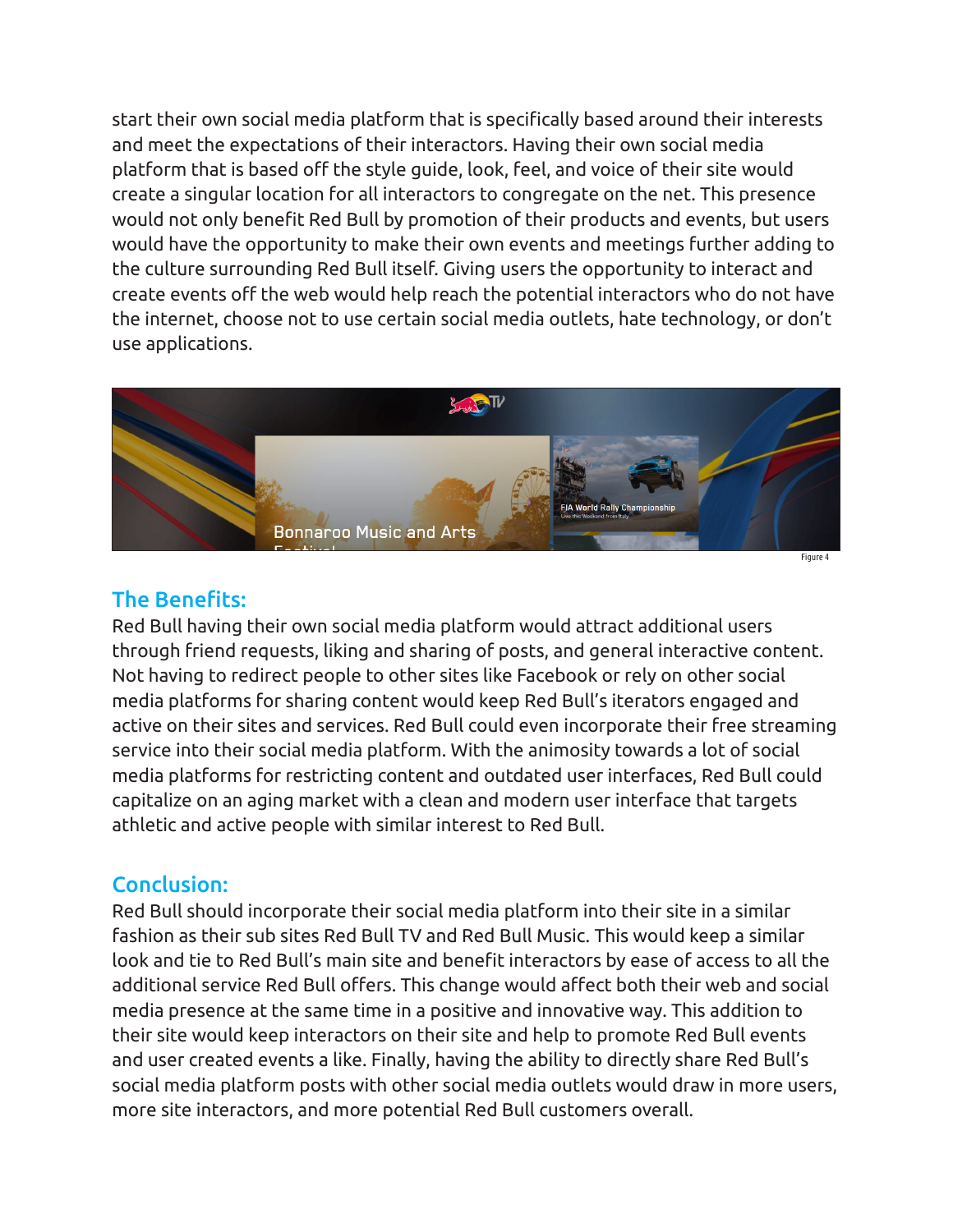start their own social media platform that is specifically based around their interests and meet the expectations of their interactors. Having their own social media platform that is based off the style guide, look, feel, and voice of their site would create a singular location for all interactors to congregate on the net. This presence would not only benefit Red Bull by promotion of their products and events, but users would have the opportunity to make their own events and meetings further adding to the culture surrounding Red Bull itself. Giving users the opportunity to interact and create events off the web would help reach the potential interactors who do not have the internet, choose not to use certain social media outlets, hate technology, or don't use applications.

Figure 4

## The Benefits:

Red Bull having their own social media platform would attract additional users through friend requests, liking and sharing of posts, and general interactive content. Not having to redirect people to other sites like Facebook or rely on other social media platforms for sharing content would keep Red Bull's iterators engaged and active on their sites and services. Red Bull could even incorporate their free streaming service into their social media platform. With the animosity towards a lot of social media platforms for restricting content and outdated user interfaces, Red Bull could capitalize on an aging market with a clean and modern user interface that targets athletic and active people with similar interest to Red Bull.

## Conclusion:

Red Bull should incorporate their social media platform into their site in a similar fashion as their sub sites Red Bull TV and Red Bull Music. This would keep a similar look and tie to Red Bull's main site and benefit interactors by ease of access to all the additional service Red Bull offers. This change would affect both their web and social media presence at the same time in a positive and innovative way. This addition to their site would keep interactors on their site and help to promote Red Bull events and user created events a like. Finally, having the ability to directly share Red Bull's social media platform posts with other social media outlets would draw in more users, more site interactors, and more potential Red Bull customers overall.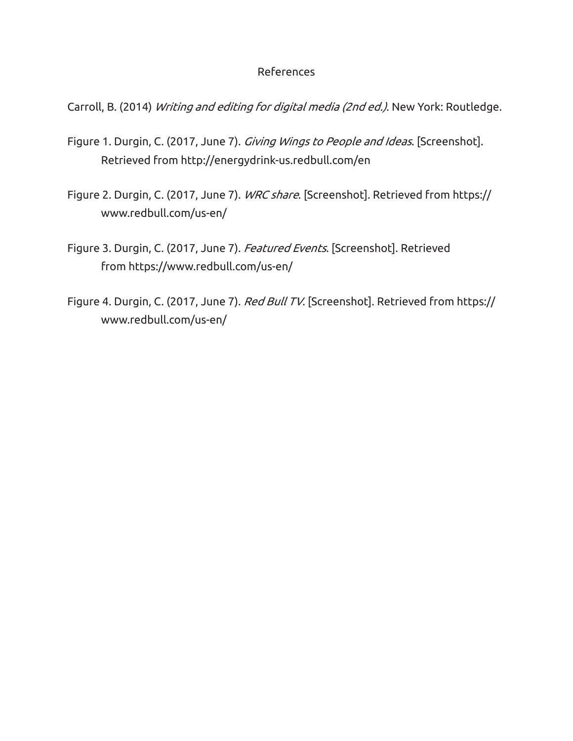# References

Carroll, B. (2014) *Writing and editing for digital media (2nd ed.)*. New York: Routledge.

Figure 1. Durgin, C. (2017, June 7). *Giving Wings to People and Ideas*. [Screenshot]. Retrieved from http://energydrink-us.redbull.com/en

Figure 2. Durgin, C. (2017, June 7). *WRC share*. [Screenshot]. Retrieved from https://www.redbull.com/us-en/

Figure 3. Durgin, C. (2017, June 7). *Featured Events*. [Screenshot]. Retrieved from https://www.redbull.com/us-en/

Figure 4. Durgin, C. (2017, June 7). *Red Bull TV*. [Screenshot]. Retrieved from https://www.redbull.com/us-en/